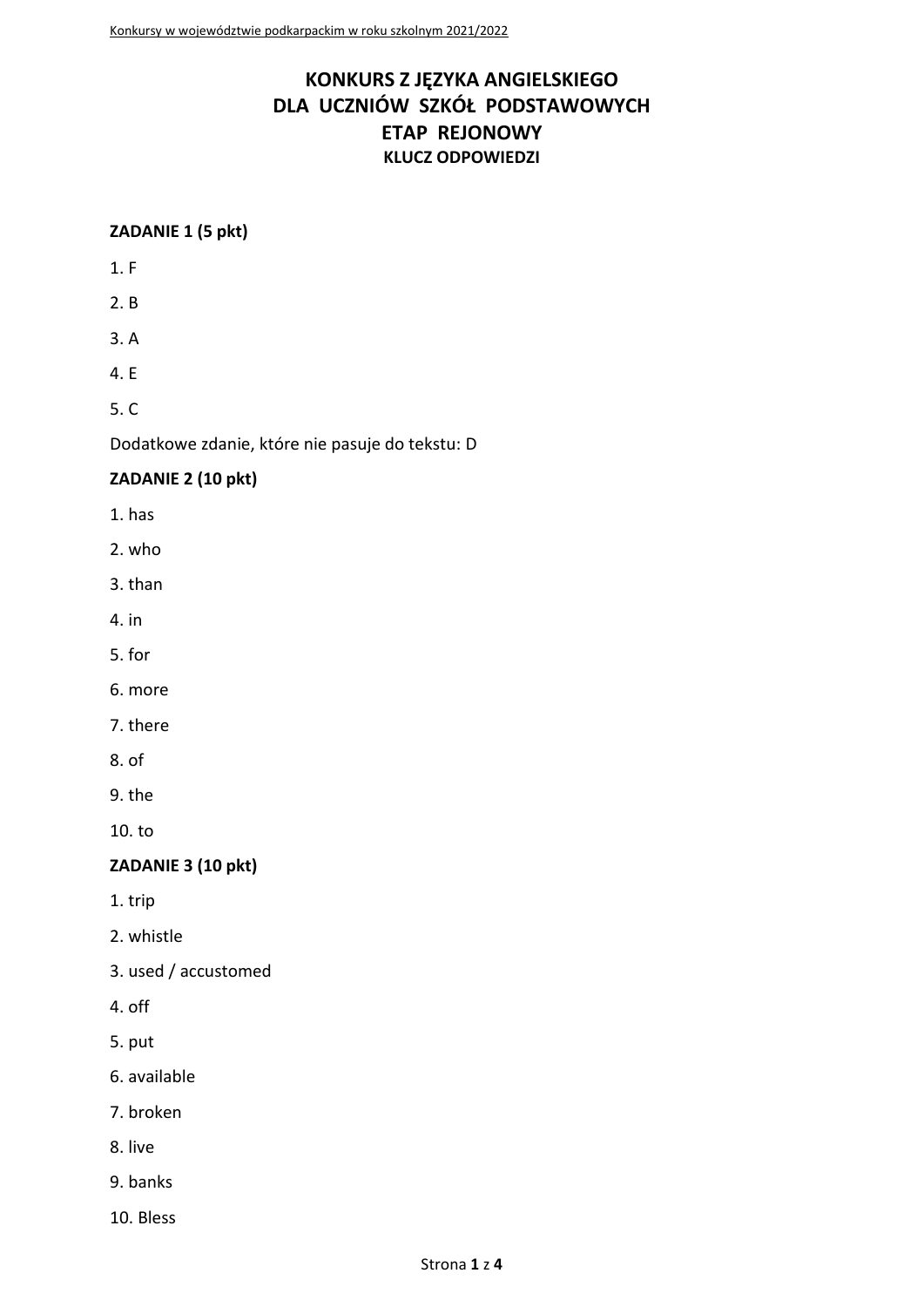# KONKURS Z JĘZYKA ANGIELSKIEGO
# DLA UCZNIÓW SZKÓŁ PODSTAWOWYCH
# ETAP REJONOWY
### KLUCZ ODPOWIEDZI

**ZADANIE 1 (5 pkt)**

1. F
2. B
3. A
4. E
5. C

Dodatkowe zdanie, które nie pasuje do tekstu: D

**ZADANIE 2 (10 pkt)**

1. has
2. who
3. than
4. in
5. for
6. more
7. there
8. of
9. the
10. to

**ZADANIE 3 (10 pkt)**

1. trip
2. whistle
3. used / accustomed
4. off
5. put
6. available
7. broken
8. live
9. banks
10. Bless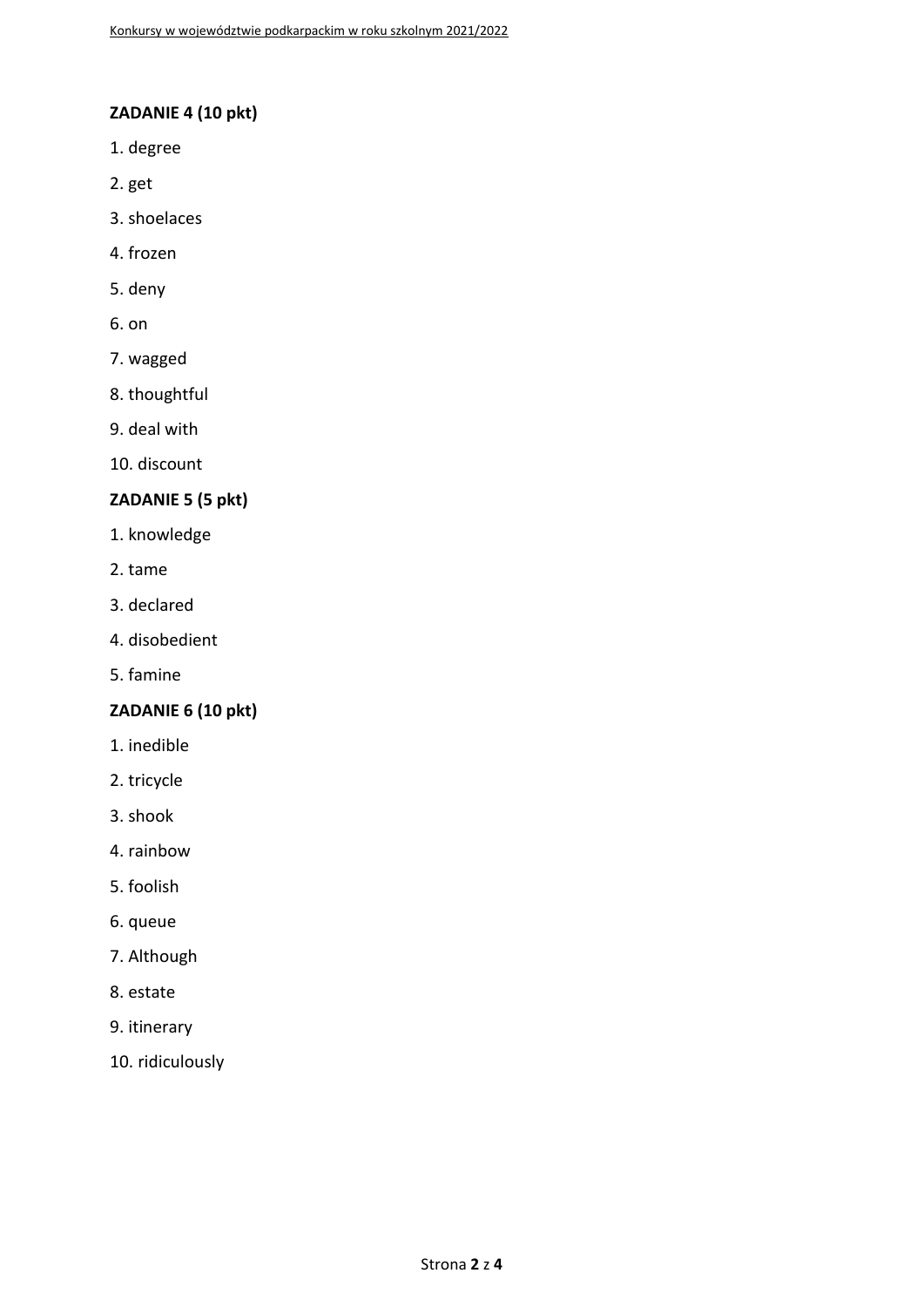**ZADANIE 4 (10 pkt)**

1. degree
2. get
3. shoelaces
4. frozen
5. deny
6. on
7. wagged
8. thoughtful
9. deal with
10. discount

**ZADANIE 5 (5 pkt)**

1. knowledge
2. tame
3. declared
4. disobedient
5. famine

**ZADANIE 6 (10 pkt)**

1. inedible
2. tricycle
3. shook
4. rainbow
5. foolish
6. queue
7. Although
8. estate
9. itinerary
10. ridiculously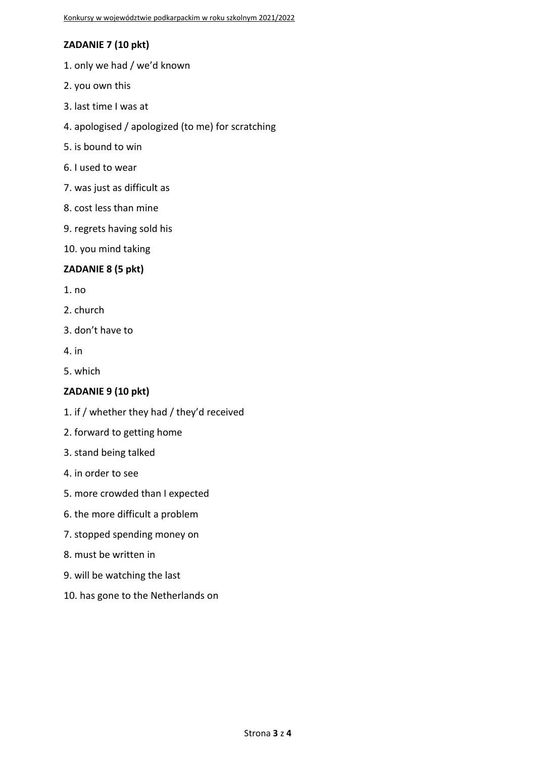**ZADANIE 7 (10 pkt)**

1. only we had / we'd known
2. you own this
3. last time I was at
4. apologised / apologized (to me) for scratching
5. is bound to win
6. I used to wear
7. was just as difficult as
8. cost less than mine
9. regrets having sold his
10. you mind taking

**ZADANIE 8 (5 pkt)**

1. no
2. church
3. don't have to
4. in
5. which

**ZADANIE 9 (10 pkt)**

1. if / whether they had / they'd received
2. forward to getting home
3. stand being talked
4. in order to see
5. more crowded than I expected
6. the more difficult a problem
7. stopped spending money on
8. must be written in
9. will be watching the last
10. has gone to the Netherlands on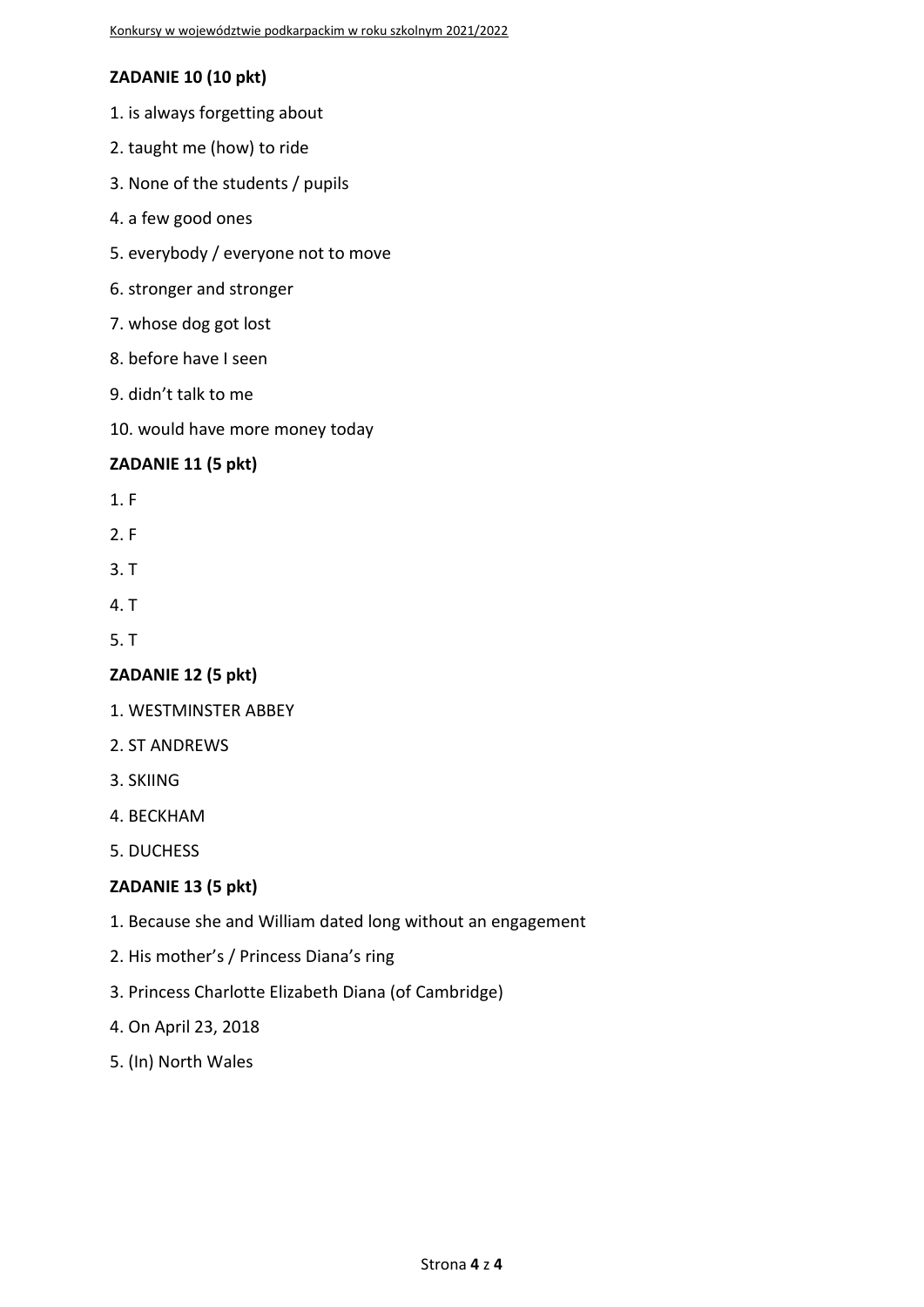**ZADANIE 10 (10 pkt)**

1. is always forgetting about
2. taught me (how) to ride
3. None of the students / pupils
4. a few good ones
5. everybody / everyone not to move
6. stronger and stronger
7. whose dog got lost
8. before have I seen
9. didn’t talk to me
10. would have more money today

**ZADANIE 11 (5 pkt)**

1. F
2. F
3. T
4. T
5. T

**ZADANIE 12 (5 pkt)**

1. WESTMINSTER ABBEY
2. ST ANDREWS
3. SKIING
4. BECKHAM
5. DUCHESS

**ZADANIE 13 (5 pkt)**

1. Because she and William dated long without an engagement
2. His mother’s / Princess Diana’s ring
3. Princess Charlotte Elizabeth Diana (of Cambridge)
4. On April 23, 2018
5. (In) North Wales